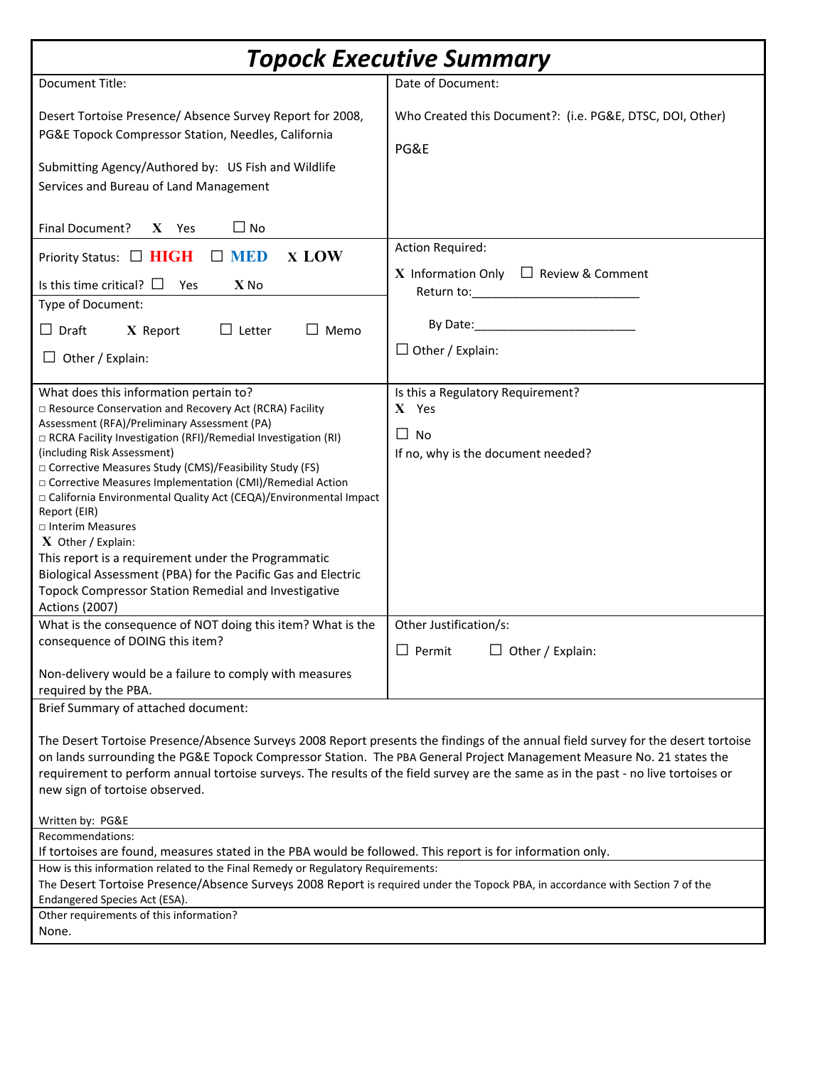# *Topock Executive Summary*

| Document Title:<br><br>Desert Tortoise Presence/ Absence Survey Report for 2008, PG&E Topock Compressor Station, Needles, California<br><br>Submitting Agency/Authored by: US Fish and Wildlife Services and Bureau of Land Management<br><br>Final Document? **X** Yes ☐ No | Date of Document:<br><br>Who Created this Document?: (i.e. PG&E, DTSC, DOI, Other)<br><br>PG&E |
|---|---|
| Priority Status: ☐ **HIGH** ☐ **MED** **X LOW**<br><br>Is this time critical? ☐ Yes **X** No<br><br>Type of Document:<br><br>☐ Draft **X** Report ☐ Letter ☐ Memo<br><br>☐ Other / Explain: | Action Required:<br><br>**X** Information Only ☐ Review & Comment<br>Return to:_________________________<br><br>By Date:________________________<br><br>☐ Other / Explain: |
| What does this information pertain to?<br>□ Resource Conservation and Recovery Act (RCRA) Facility Assessment (RFA)/Preliminary Assessment (PA)<br>□ RCRA Facility Investigation (RFI)/Remedial Investigation (RI) (including Risk Assessment)<br>□ Corrective Measures Study (CMS)/Feasibility Study (FS)<br>□ Corrective Measures Implementation (CMI)/Remedial Action<br>□ California Environmental Quality Act (CEQA)/Environmental Impact Report (EIR)<br>□ Interim Measures<br>**X** Other / Explain:<br>This report is a requirement under the Programmatic Biological Assessment (PBA) for the Pacific Gas and Electric Topock Compressor Station Remedial and Investigative Actions (2007) | Is this a Regulatory Requirement?<br>**X** Yes<br><br>☐ No<br>If no, why is the document needed? |
| What is the consequence of NOT doing this item? What is the consequence of DOING this item?<br><br>Non-delivery would be a failure to comply with measures required by the PBA. | Other Justification/s:<br><br>☐ Permit ☐ Other / Explain: |

**Brief Summary of attached document:**

The Desert Tortoise Presence/Absence Surveys 2008 Report presents the findings of the annual field survey for the desert tortoise on lands surrounding the PG&E Topock Compressor Station. The PBA General Project Management Measure No. 21 states the requirement to perform annual tortoise surveys. The results of the field survey are the same as in the past - no live tortoises or new sign of tortoise observed.

Written by: PG&E

**Recommendations:**

If tortoises are found, measures stated in the PBA would be followed. This report is for information only.

**How is this information related to the Final Remedy or Regulatory Requirements:**

The Desert Tortoise Presence/Absence Surveys 2008 Report is required under the Topock PBA, in accordance with Section 7 of the Endangered Species Act (ESA).

**Other requirements of this information?**

None.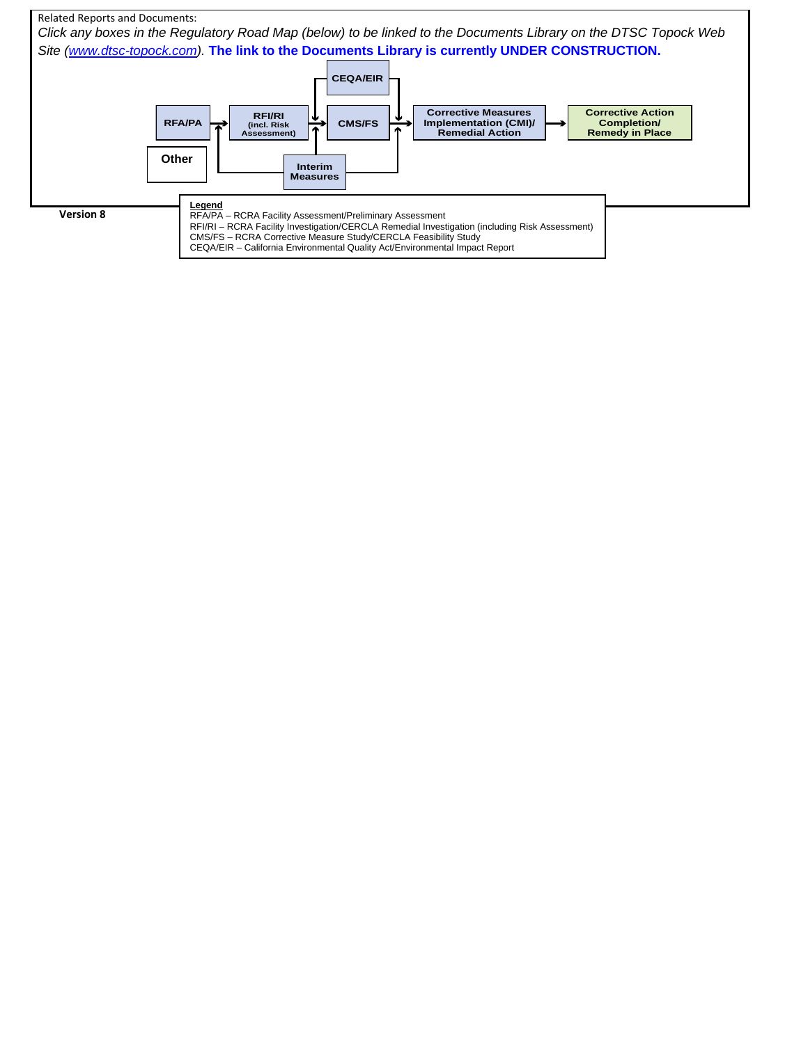Related Reports and Documents:

*Click any boxes in the Regulatory Road Map (below) to be linked to the Documents Library on the DTSC Topock Web Site ([www.dtsc-topock.com](http://www.dtsc-topock.com)).* **The link to the Documents Library is currently UNDER CONSTRUCTION.**

**RFA/PA**

**RFI/RI (incl. Risk Assessment)**

**CEQA/EIR**

**CMS/FS**

**Corrective Measures Implementation (CMI)/ Remedial Action**

**Corrective Action Completion/ Remedy in Place**

**Other**

**Interim Measures**

**Version 8**

**Legend**

RFA/PA – RCRA Facility Assessment/Preliminary Assessment

RFI/RI – RCRA Facility Investigation/CERCLA Remedial Investigation (including Risk Assessment)

CMS/FS – RCRA Corrective Measure Study/CERCLA Feasibility Study

CEQA/EIR – California Environmental Quality Act/Environmental Impact Report